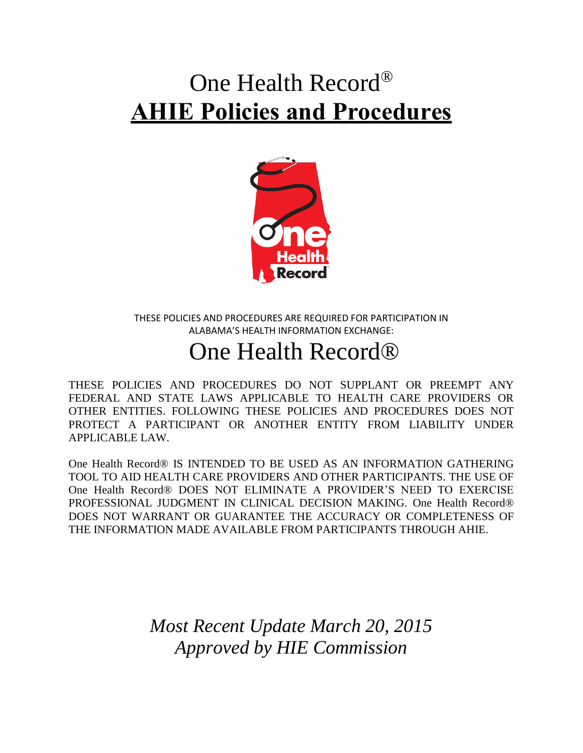# One Health Record®

# AHIE Policies and Procedures

THESE POLICIES AND PROCEDURES ARE REQUIRED FOR PARTICIPATION IN ALABAMA'S HEALTH INFORMATION EXCHANGE:

## One Health Record®

THESE POLICIES AND PROCEDURES DO NOT SUPPLANT OR PREEMPT ANY FEDERAL AND STATE LAWS APPLICABLE TO HEALTH CARE PROVIDERS OR OTHER ENTITIES. FOLLOWING THESE POLICIES AND PROCEDURES DOES NOT PROTECT A PARTICIPANT OR ANOTHER ENTITY FROM LIABILITY UNDER APPLICABLE LAW.

One Health Record® IS INTENDED TO BE USED AS AN INFORMATION GATHERING TOOL TO AID HEALTH CARE PROVIDERS AND OTHER PARTICIPANTS. THE USE OF One Health Record® DOES NOT ELIMINATE A PROVIDER'S NEED TO EXERCISE PROFESSIONAL JUDGMENT IN CLINICAL DECISION MAKING. One Health Record® DOES NOT WARRANT OR GUARANTEE THE ACCURACY OR COMPLETENESS OF THE INFORMATION MADE AVAILABLE FROM PARTICIPANTS THROUGH AHIE.

*Most Recent Update March 20, 2015*
*Approved by HIE Commission*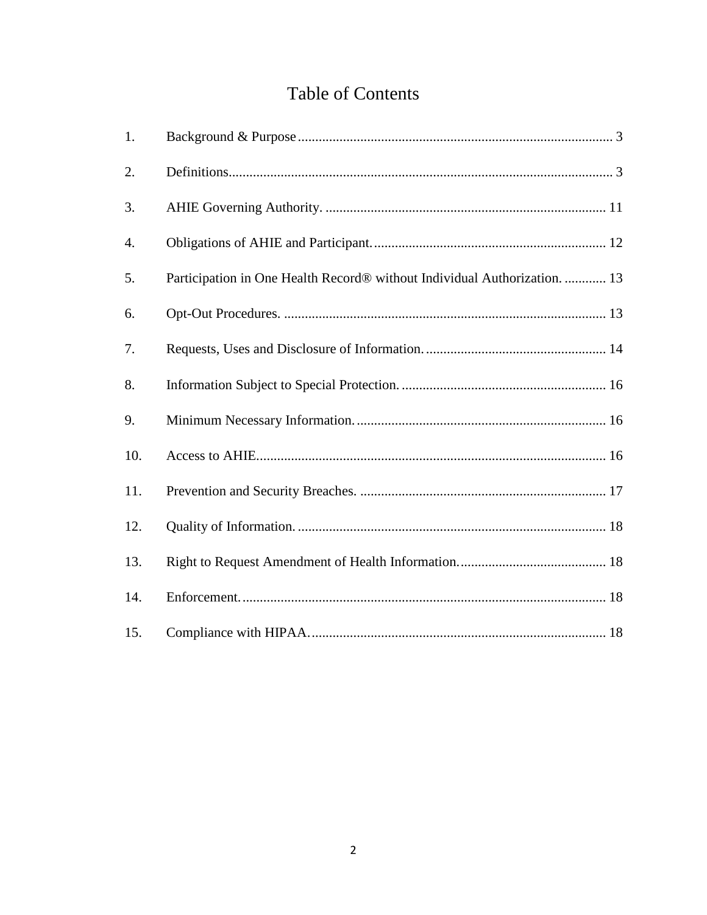# Table of Contents

| | | |
|---|---|---|
| 1. | Background & Purpose | 3 |
| 2. | Definitions | 3 |
| 3. | AHIE Governing Authority. | 11 |
| 4. | Obligations of AHIE and Participant. | 12 |
| 5. | Participation in One Health Record® without Individual Authorization. | 13 |
| 6. | Opt-Out Procedures. | 13 |
| 7. | Requests, Uses and Disclosure of Information. | 14 |
| 8. | Information Subject to Special Protection. | 16 |
| 9. | Minimum Necessary Information. | 16 |
| 10. | Access to AHIE | 16 |
| 11. | Prevention and Security Breaches. | 17 |
| 12. | Quality of Information. | 18 |
| 13. | Right to Request Amendment of Health Information. | 18 |
| 14. | Enforcement. | 18 |
| 15. | Compliance with HIPAA. | 18 |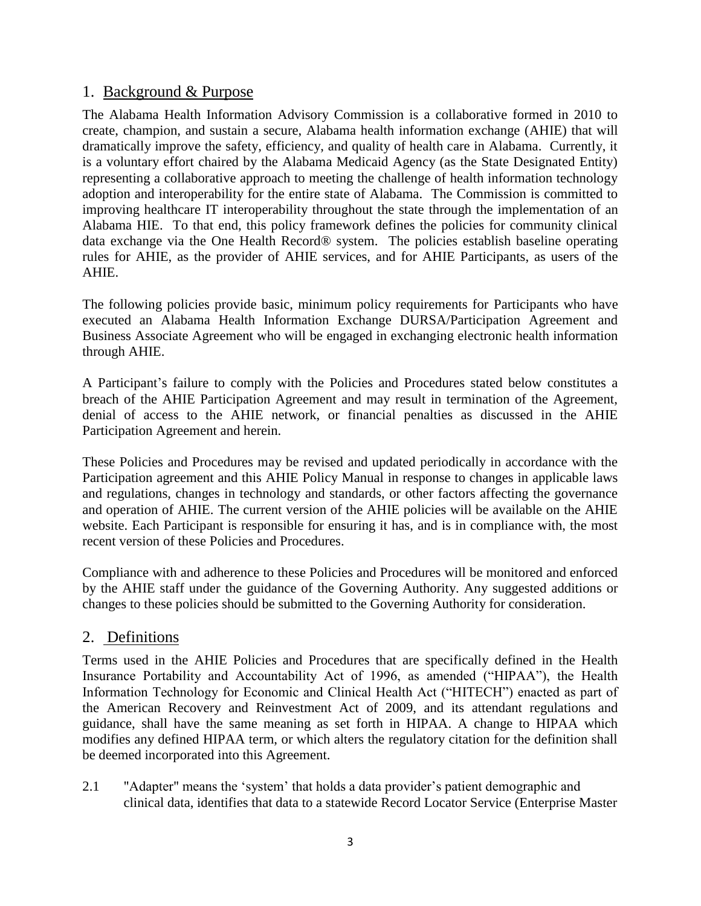## 1. Background & Purpose

The Alabama Health Information Advisory Commission is a collaborative formed in 2010 to create, champion, and sustain a secure, Alabama health information exchange (AHIE) that will dramatically improve the safety, efficiency, and quality of health care in Alabama. Currently, it is a voluntary effort chaired by the Alabama Medicaid Agency (as the State Designated Entity) representing a collaborative approach to meeting the challenge of health information technology adoption and interoperability for the entire state of Alabama. The Commission is committed to improving healthcare IT interoperability throughout the state through the implementation of an Alabama HIE. To that end, this policy framework defines the policies for community clinical data exchange via the One Health Record® system. The policies establish baseline operating rules for AHIE, as the provider of AHIE services, and for AHIE Participants, as users of the AHIE.

The following policies provide basic, minimum policy requirements for Participants who have executed an Alabama Health Information Exchange DURSA/Participation Agreement and Business Associate Agreement who will be engaged in exchanging electronic health information through AHIE.

A Participant's failure to comply with the Policies and Procedures stated below constitutes a breach of the AHIE Participation Agreement and may result in termination of the Agreement, denial of access to the AHIE network, or financial penalties as discussed in the AHIE Participation Agreement and herein.

These Policies and Procedures may be revised and updated periodically in accordance with the Participation agreement and this AHIE Policy Manual in response to changes in applicable laws and regulations, changes in technology and standards, or other factors affecting the governance and operation of AHIE. The current version of the AHIE policies will be available on the AHIE website. Each Participant is responsible for ensuring it has, and is in compliance with, the most recent version of these Policies and Procedures.

Compliance with and adherence to these Policies and Procedures will be monitored and enforced by the AHIE staff under the guidance of the Governing Authority. Any suggested additions or changes to these policies should be submitted to the Governing Authority for consideration.

## 2. Definitions

Terms used in the AHIE Policies and Procedures that are specifically defined in the Health Insurance Portability and Accountability Act of 1996, as amended ("HIPAA"), the Health Information Technology for Economic and Clinical Health Act ("HITECH") enacted as part of the American Recovery and Reinvestment Act of 2009, and its attendant regulations and guidance, shall have the same meaning as set forth in HIPAA. A change to HIPAA which modifies any defined HIPAA term, or which alters the regulatory citation for the definition shall be deemed incorporated into this Agreement.

2.1 "Adapter" means the 'system' that holds a data provider's patient demographic and clinical data, identifies that data to a statewide Record Locator Service (Enterprise Master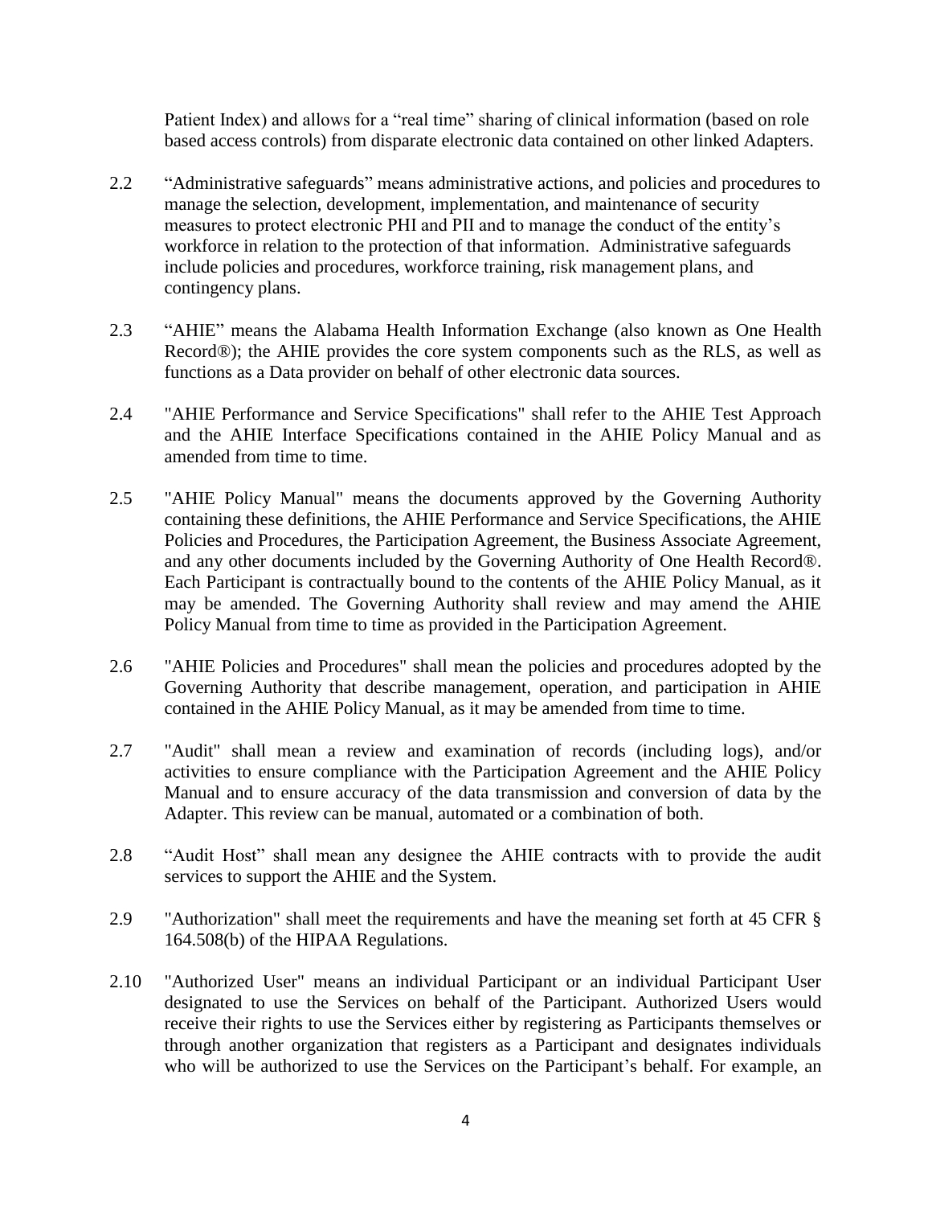Patient Index) and allows for a "real time" sharing of clinical information (based on role based access controls) from disparate electronic data contained on other linked Adapters.

2.2 "Administrative safeguards" means administrative actions, and policies and procedures to manage the selection, development, implementation, and maintenance of security measures to protect electronic PHI and PII and to manage the conduct of the entity's workforce in relation to the protection of that information. Administrative safeguards include policies and procedures, workforce training, risk management plans, and contingency plans.

2.3 "AHIE" means the Alabama Health Information Exchange (also known as One Health Record®); the AHIE provides the core system components such as the RLS, as well as functions as a Data provider on behalf of other electronic data sources.

2.4 "AHIE Performance and Service Specifications" shall refer to the AHIE Test Approach and the AHIE Interface Specifications contained in the AHIE Policy Manual and as amended from time to time.

2.5 "AHIE Policy Manual" means the documents approved by the Governing Authority containing these definitions, the AHIE Performance and Service Specifications, the AHIE Policies and Procedures, the Participation Agreement, the Business Associate Agreement, and any other documents included by the Governing Authority of One Health Record®. Each Participant is contractually bound to the contents of the AHIE Policy Manual, as it may be amended. The Governing Authority shall review and may amend the AHIE Policy Manual from time to time as provided in the Participation Agreement.

2.6 "AHIE Policies and Procedures" shall mean the policies and procedures adopted by the Governing Authority that describe management, operation, and participation in AHIE contained in the AHIE Policy Manual, as it may be amended from time to time.

2.7 "Audit" shall mean a review and examination of records (including logs), and/or activities to ensure compliance with the Participation Agreement and the AHIE Policy Manual and to ensure accuracy of the data transmission and conversion of data by the Adapter. This review can be manual, automated or a combination of both.

2.8 "Audit Host" shall mean any designee the AHIE contracts with to provide the audit services to support the AHIE and the System.

2.9 "Authorization" shall meet the requirements and have the meaning set forth at 45 CFR § 164.508(b) of the HIPAA Regulations.

2.10 "Authorized User" means an individual Participant or an individual Participant User designated to use the Services on behalf of the Participant. Authorized Users would receive their rights to use the Services either by registering as Participants themselves or through another organization that registers as a Participant and designates individuals who will be authorized to use the Services on the Participant's behalf. For example, an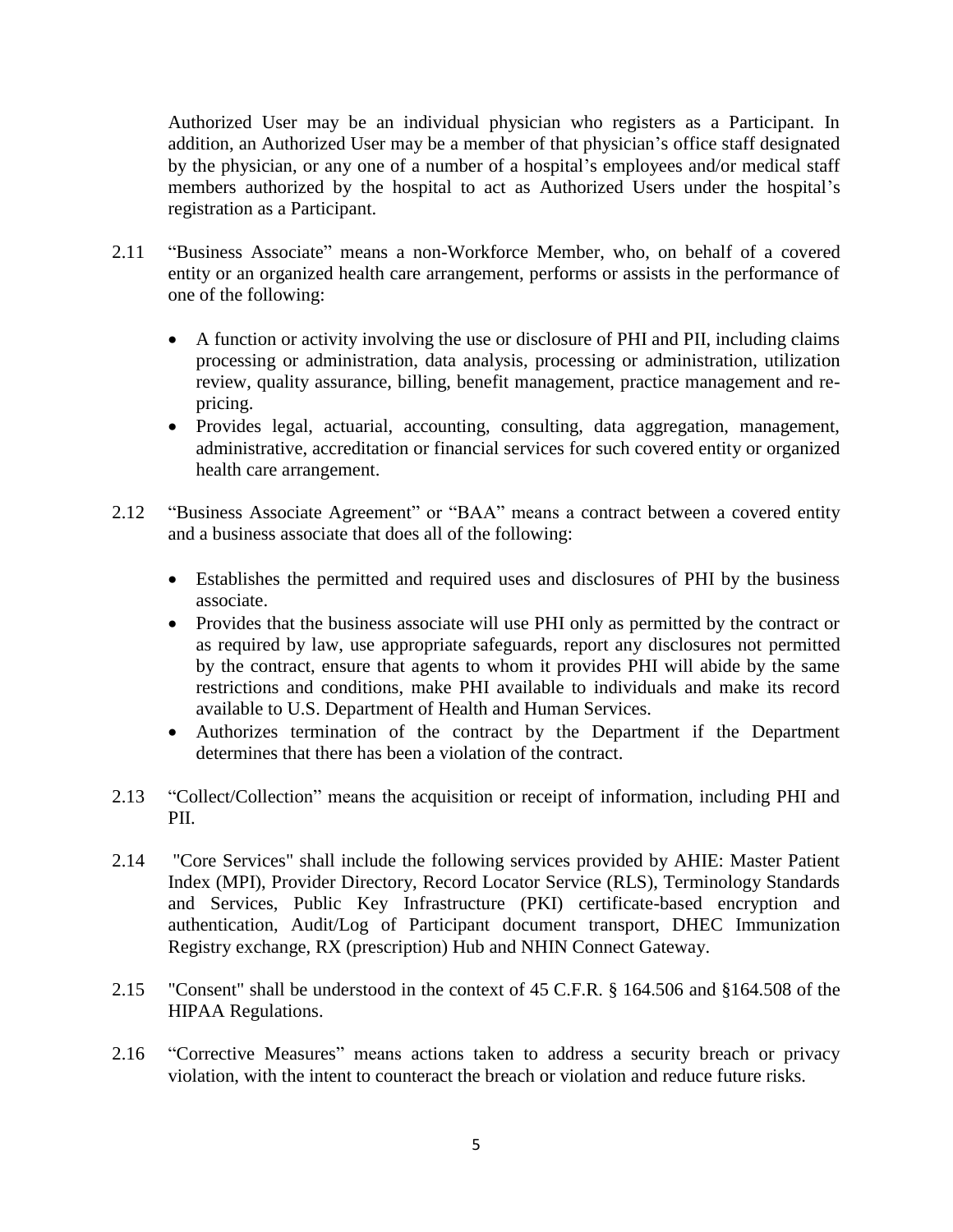Authorized User may be an individual physician who registers as a Participant. In addition, an Authorized User may be a member of that physician's office staff designated by the physician, or any one of a number of a hospital's employees and/or medical staff members authorized by the hospital to act as Authorized Users under the hospital's registration as a Participant.

2.11 "Business Associate" means a non-Workforce Member, who, on behalf of a covered entity or an organized health care arrangement, performs or assists in the performance of one of the following:

- A function or activity involving the use or disclosure of PHI and PII, including claims processing or administration, data analysis, processing or administration, utilization review, quality assurance, billing, benefit management, practice management and re-pricing.
- Provides legal, actuarial, accounting, consulting, data aggregation, management, administrative, accreditation or financial services for such covered entity or organized health care arrangement.

2.12 "Business Associate Agreement" or "BAA" means a contract between a covered entity and a business associate that does all of the following:

- Establishes the permitted and required uses and disclosures of PHI by the business associate.
- Provides that the business associate will use PHI only as permitted by the contract or as required by law, use appropriate safeguards, report any disclosures not permitted by the contract, ensure that agents to whom it provides PHI will abide by the same restrictions and conditions, make PHI available to individuals and make its record available to U.S. Department of Health and Human Services.
- Authorizes termination of the contract by the Department if the Department determines that there has been a violation of the contract.

2.13 "Collect/Collection" means the acquisition or receipt of information, including PHI and PII.

2.14 "Core Services" shall include the following services provided by AHIE: Master Patient Index (MPI), Provider Directory, Record Locator Service (RLS), Terminology Standards and Services, Public Key Infrastructure (PKI) certificate-based encryption and authentication, Audit/Log of Participant document transport, DHEC Immunization Registry exchange, RX (prescription) Hub and NHIN Connect Gateway.

2.15 "Consent" shall be understood in the context of 45 C.F.R. § 164.506 and §164.508 of the HIPAA Regulations.

2.16 "Corrective Measures" means actions taken to address a security breach or privacy violation, with the intent to counteract the breach or violation and reduce future risks.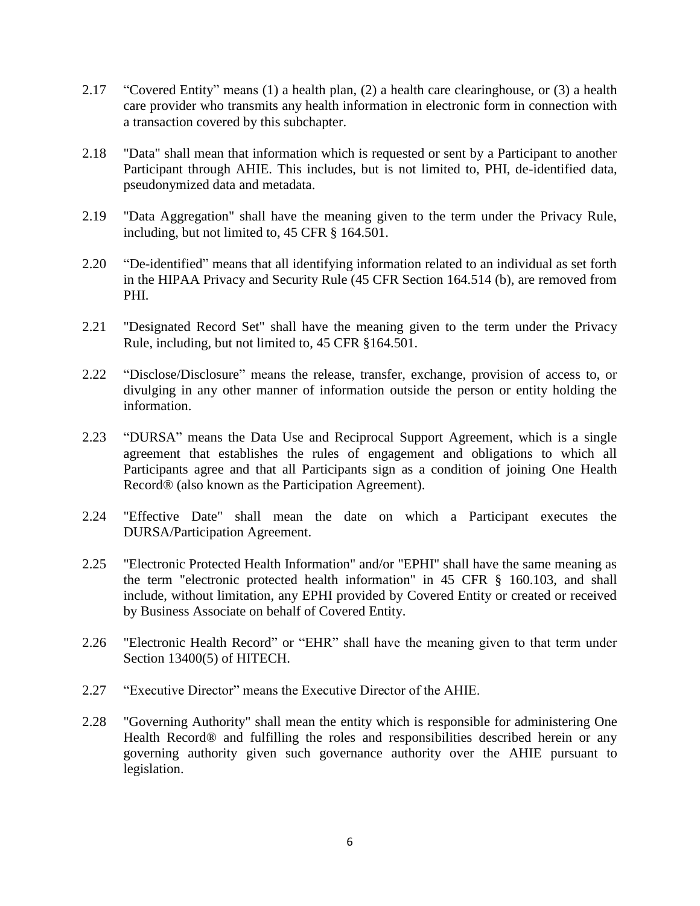2.17 "Covered Entity" means (1) a health plan, (2) a health care clearinghouse, or (3) a health care provider who transmits any health information in electronic form in connection with a transaction covered by this subchapter.

2.18 "Data" shall mean that information which is requested or sent by a Participant to another Participant through AHIE. This includes, but is not limited to, PHI, de-identified data, pseudonymized data and metadata.

2.19 "Data Aggregation" shall have the meaning given to the term under the Privacy Rule, including, but not limited to, 45 CFR § 164.501.

2.20 "De-identified" means that all identifying information related to an individual as set forth in the HIPAA Privacy and Security Rule (45 CFR Section 164.514 (b), are removed from PHI.

2.21 "Designated Record Set" shall have the meaning given to the term under the Privacy Rule, including, but not limited to, 45 CFR §164.501.

2.22 "Disclose/Disclosure" means the release, transfer, exchange, provision of access to, or divulging in any other manner of information outside the person or entity holding the information.

2.23 "DURSA" means the Data Use and Reciprocal Support Agreement, which is a single agreement that establishes the rules of engagement and obligations to which all Participants agree and that all Participants sign as a condition of joining One Health Record® (also known as the Participation Agreement).

2.24 "Effective Date" shall mean the date on which a Participant executes the DURSA/Participation Agreement.

2.25 "Electronic Protected Health Information" and/or "EPHI" shall have the same meaning as the term "electronic protected health information" in 45 CFR § 160.103, and shall include, without limitation, any EPHI provided by Covered Entity or created or received by Business Associate on behalf of Covered Entity.

2.26 "Electronic Health Record" or "EHR" shall have the meaning given to that term under Section 13400(5) of HITECH.

2.27 "Executive Director" means the Executive Director of the AHIE.

2.28 "Governing Authority" shall mean the entity which is responsible for administering One Health Record® and fulfilling the roles and responsibilities described herein or any governing authority given such governance authority over the AHIE pursuant to legislation.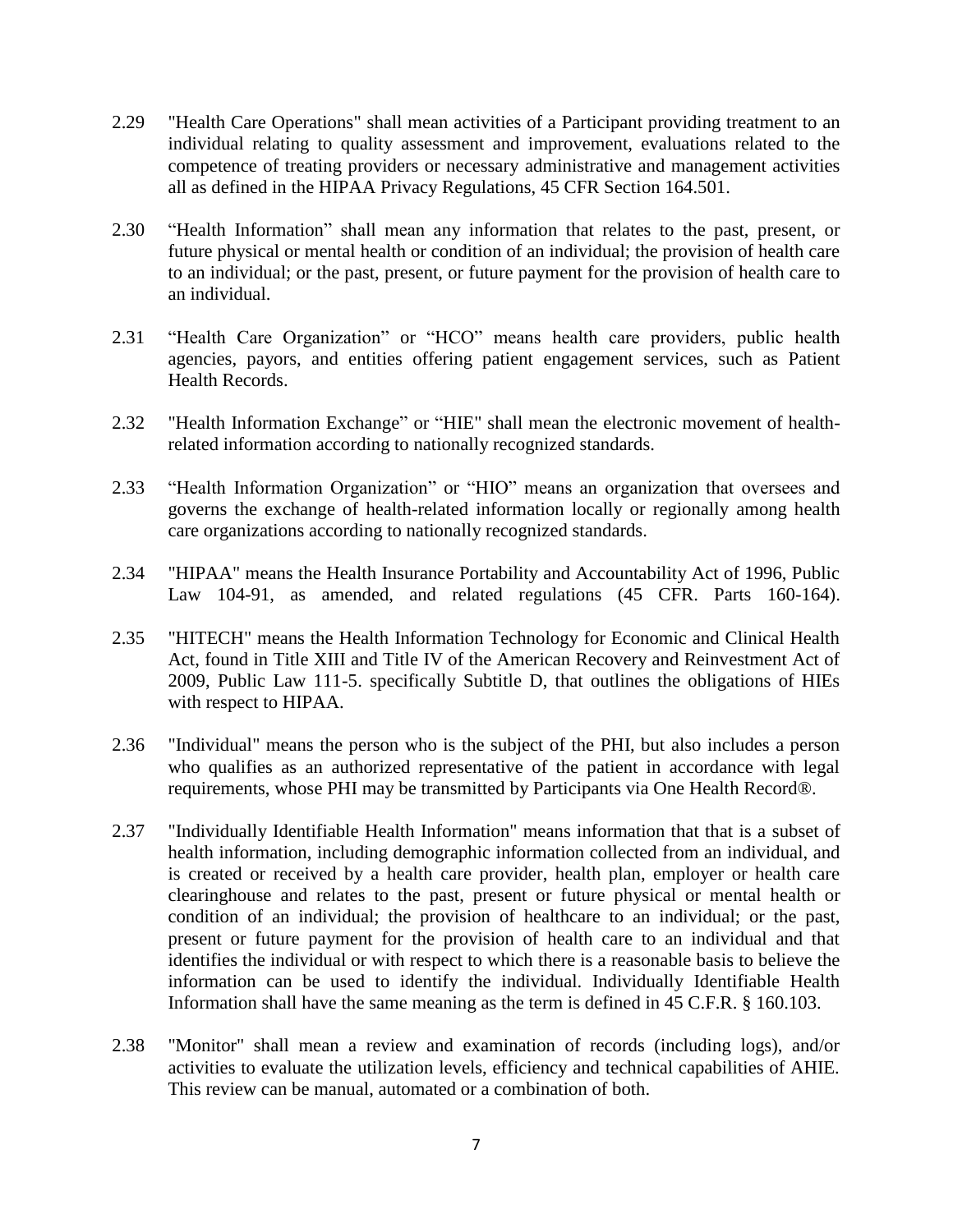2.29 "Health Care Operations" shall mean activities of a Participant providing treatment to an individual relating to quality assessment and improvement, evaluations related to the competence of treating providers or necessary administrative and management activities all as defined in the HIPAA Privacy Regulations, 45 CFR Section 164.501.

2.30 “Health Information” shall mean any information that relates to the past, present, or future physical or mental health or condition of an individual; the provision of health care to an individual; or the past, present, or future payment for the provision of health care to an individual.

2.31 “Health Care Organization” or “HCO” means health care providers, public health agencies, payors, and entities offering patient engagement services, such as Patient Health Records.

2.32 "Health Information Exchange” or “HIE" shall mean the electronic movement of health-related information according to nationally recognized standards.

2.33 “Health Information Organization” or “HIO” means an organization that oversees and governs the exchange of health-related information locally or regionally among health care organizations according to nationally recognized standards.

2.34 "HIPAA" means the Health Insurance Portability and Accountability Act of 1996, Public Law 104-91, as amended, and related regulations (45 CFR. Parts 160-164).

2.35 "HITECH" means the Health Information Technology for Economic and Clinical Health Act, found in Title XIII and Title IV of the American Recovery and Reinvestment Act of 2009, Public Law 111-5. specifically Subtitle D, that outlines the obligations of HIEs with respect to HIPAA.

2.36 "Individual" means the person who is the subject of the PHI, but also includes a person who qualifies as an authorized representative of the patient in accordance with legal requirements, whose PHI may be transmitted by Participants via One Health Record®.

2.37 "Individually Identifiable Health Information" means information that that is a subset of health information, including demographic information collected from an individual, and is created or received by a health care provider, health plan, employer or health care clearinghouse and relates to the past, present or future physical or mental health or condition of an individual; the provision of healthcare to an individual; or the past, present or future payment for the provision of health care to an individual and that identifies the individual or with respect to which there is a reasonable basis to believe the information can be used to identify the individual. Individually Identifiable Health Information shall have the same meaning as the term is defined in 45 C.F.R. § 160.103.

2.38 "Monitor" shall mean a review and examination of records (including logs), and/or activities to evaluate the utilization levels, efficiency and technical capabilities of AHIE. This review can be manual, automated or a combination of both.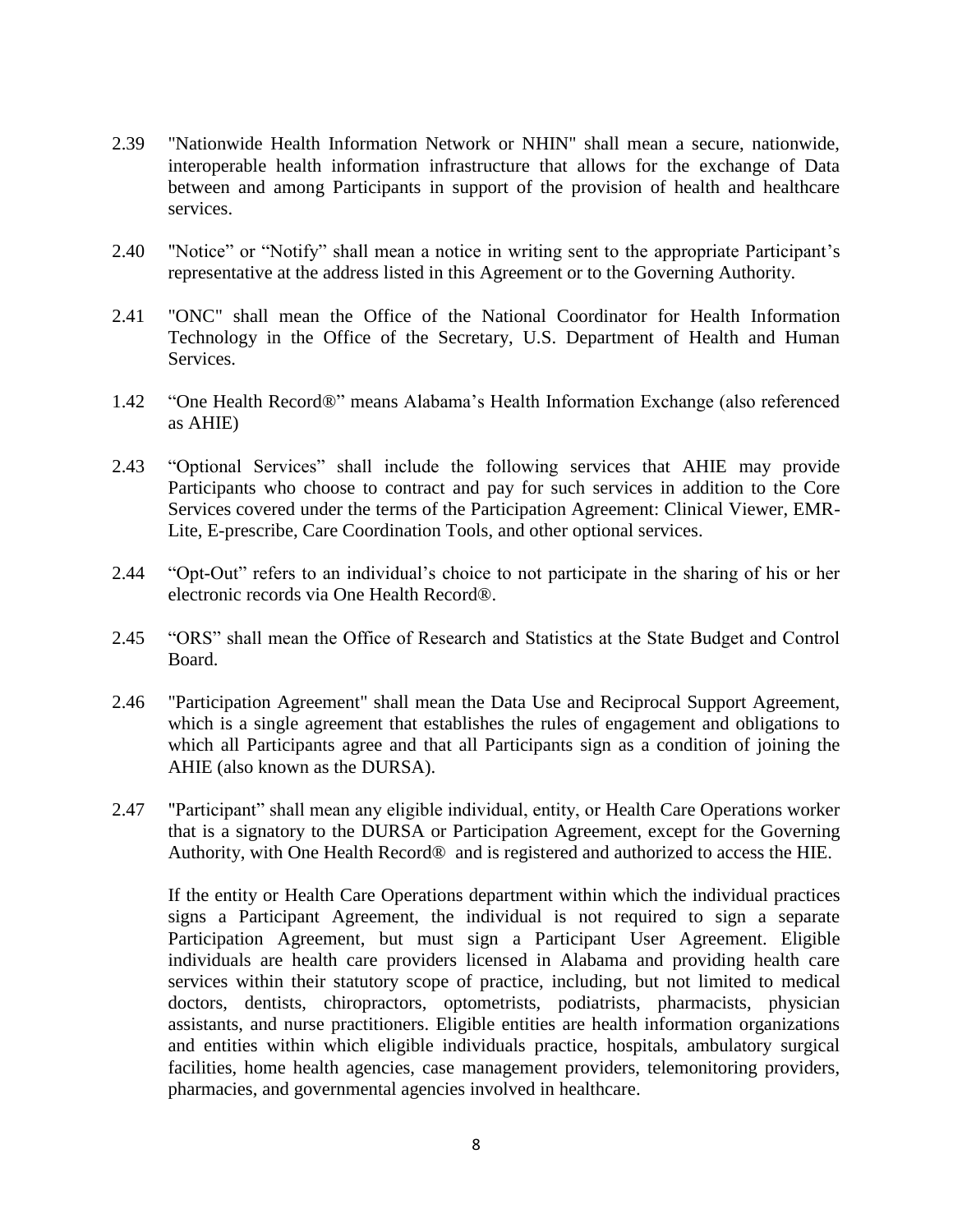2.39 "Nationwide Health Information Network or NHIN" shall mean a secure, nationwide, interoperable health information infrastructure that allows for the exchange of Data between and among Participants in support of the provision of health and healthcare services.

2.40 "Notice" or "Notify" shall mean a notice in writing sent to the appropriate Participant's representative at the address listed in this Agreement or to the Governing Authority.

2.41 "ONC" shall mean the Office of the National Coordinator for Health Information Technology in the Office of the Secretary, U.S. Department of Health and Human Services.

1.42 "One Health Record®" means Alabama's Health Information Exchange (also referenced as AHIE)

2.43 "Optional Services" shall include the following services that AHIE may provide Participants who choose to contract and pay for such services in addition to the Core Services covered under the terms of the Participation Agreement: Clinical Viewer, EMR-Lite, E-prescribe, Care Coordination Tools, and other optional services.

2.44 "Opt-Out" refers to an individual's choice to not participate in the sharing of his or her electronic records via One Health Record®.

2.45 "ORS" shall mean the Office of Research and Statistics at the State Budget and Control Board.

2.46 "Participation Agreement" shall mean the Data Use and Reciprocal Support Agreement, which is a single agreement that establishes the rules of engagement and obligations to which all Participants agree and that all Participants sign as a condition of joining the AHIE (also known as the DURSA).

2.47 "Participant" shall mean any eligible individual, entity, or Health Care Operations worker that is a signatory to the DURSA or Participation Agreement, except for the Governing Authority, with One Health Record® and is registered and authorized to access the HIE.

If the entity or Health Care Operations department within which the individual practices signs a Participant Agreement, the individual is not required to sign a separate Participation Agreement, but must sign a Participant User Agreement. Eligible individuals are health care providers licensed in Alabama and providing health care services within their statutory scope of practice, including, but not limited to medical doctors, dentists, chiropractors, optometrists, podiatrists, pharmacists, physician assistants, and nurse practitioners. Eligible entities are health information organizations and entities within which eligible individuals practice, hospitals, ambulatory surgical facilities, home health agencies, case management providers, telemonitoring providers, pharmacies, and governmental agencies involved in healthcare.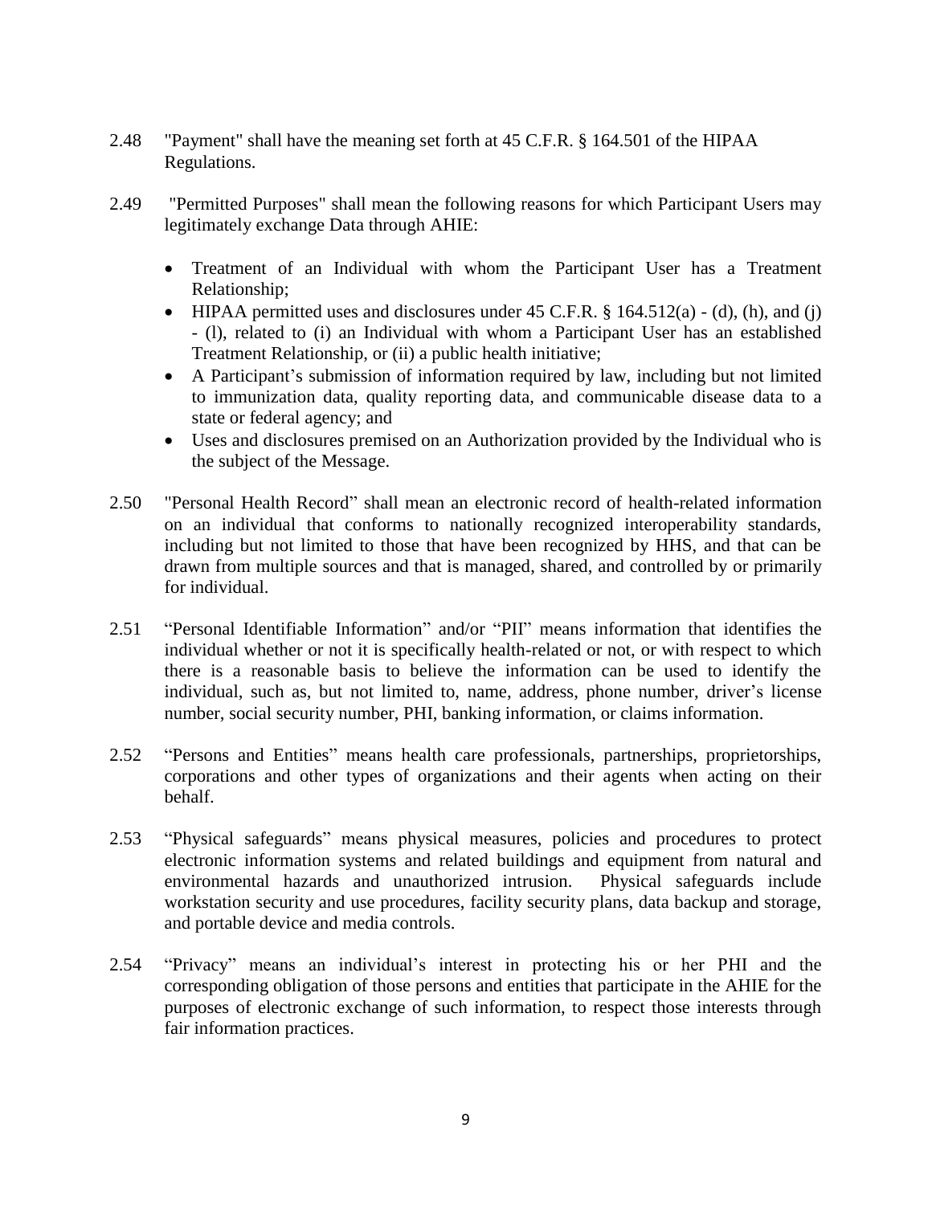2.48 "Payment" shall have the meaning set forth at 45 C.F.R. § 164.501 of the HIPAA Regulations.

2.49 "Permitted Purposes" shall mean the following reasons for which Participant Users may legitimately exchange Data through AHIE:

- Treatment of an Individual with whom the Participant User has a Treatment Relationship;
- HIPAA permitted uses and disclosures under 45 C.F.R. § 164.512(a) - (d), (h), and (j) - (l), related to (i) an Individual with whom a Participant User has an established Treatment Relationship, or (ii) a public health initiative;
- A Participant's submission of information required by law, including but not limited to immunization data, quality reporting data, and communicable disease data to a state or federal agency; and
- Uses and disclosures premised on an Authorization provided by the Individual who is the subject of the Message.

2.50 "Personal Health Record" shall mean an electronic record of health-related information on an individual that conforms to nationally recognized interoperability standards, including but not limited to those that have been recognized by HHS, and that can be drawn from multiple sources and that is managed, shared, and controlled by or primarily for individual.

2.51 "Personal Identifiable Information" and/or "PII" means information that identifies the individual whether or not it is specifically health-related or not, or with respect to which there is a reasonable basis to believe the information can be used to identify the individual, such as, but not limited to, name, address, phone number, driver's license number, social security number, PHI, banking information, or claims information.

2.52 "Persons and Entities" means health care professionals, partnerships, proprietorships, corporations and other types of organizations and their agents when acting on their behalf.

2.53 "Physical safeguards" means physical measures, policies and procedures to protect electronic information systems and related buildings and equipment from natural and environmental hazards and unauthorized intrusion. Physical safeguards include workstation security and use procedures, facility security plans, data backup and storage, and portable device and media controls.

2.54 "Privacy" means an individual's interest in protecting his or her PHI and the corresponding obligation of those persons and entities that participate in the AHIE for the purposes of electronic exchange of such information, to respect those interests through fair information practices.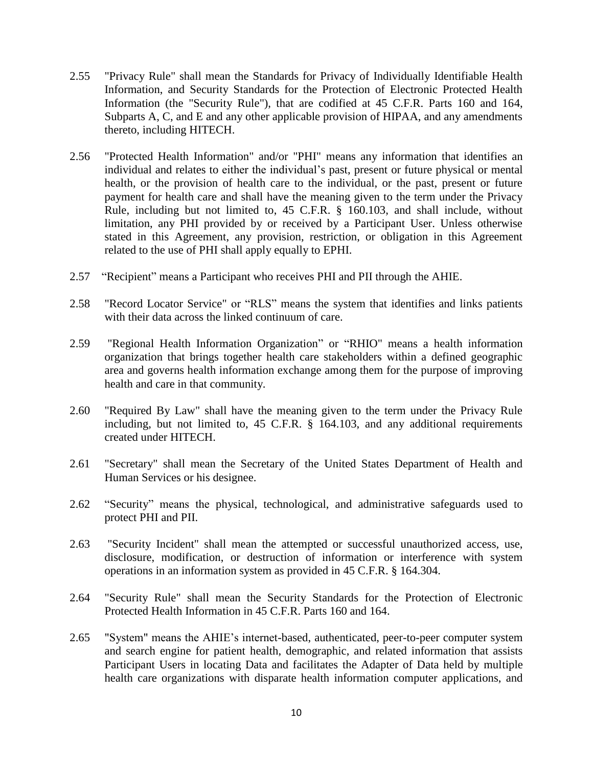2.55 "Privacy Rule" shall mean the Standards for Privacy of Individually Identifiable Health Information, and Security Standards for the Protection of Electronic Protected Health Information (the "Security Rule"), that are codified at 45 C.F.R. Parts 160 and 164, Subparts A, C, and E and any other applicable provision of HIPAA, and any amendments thereto, including HITECH.

2.56 "Protected Health Information" and/or "PHI" means any information that identifies an individual and relates to either the individual's past, present or future physical or mental health, or the provision of health care to the individual, or the past, present or future payment for health care and shall have the meaning given to the term under the Privacy Rule, including but not limited to, 45 C.F.R. § 160.103, and shall include, without limitation, any PHI provided by or received by a Participant User. Unless otherwise stated in this Agreement, any provision, restriction, or obligation in this Agreement related to the use of PHI shall apply equally to EPHI.

2.57 "Recipient" means a Participant who receives PHI and PII through the AHIE.

2.58 "Record Locator Service" or "RLS" means the system that identifies and links patients with their data across the linked continuum of care.

2.59 "Regional Health Information Organization" or "RHIO" means a health information organization that brings together health care stakeholders within a defined geographic area and governs health information exchange among them for the purpose of improving health and care in that community.

2.60 "Required By Law" shall have the meaning given to the term under the Privacy Rule including, but not limited to, 45 C.F.R. § 164.103, and any additional requirements created under HITECH.

2.61 "Secretary" shall mean the Secretary of the United States Department of Health and Human Services or his designee.

2.62 "Security" means the physical, technological, and administrative safeguards used to protect PHI and PII.

2.63 "Security Incident" shall mean the attempted or successful unauthorized access, use, disclosure, modification, or destruction of information or interference with system operations in an information system as provided in 45 C.F.R. § 164.304.

2.64 "Security Rule" shall mean the Security Standards for the Protection of Electronic Protected Health Information in 45 C.F.R. Parts 160 and 164.

2.65 "System" means the AHIE's internet-based, authenticated, peer-to-peer computer system and search engine for patient health, demographic, and related information that assists Participant Users in locating Data and facilitates the Adapter of Data held by multiple health care organizations with disparate health information computer applications, and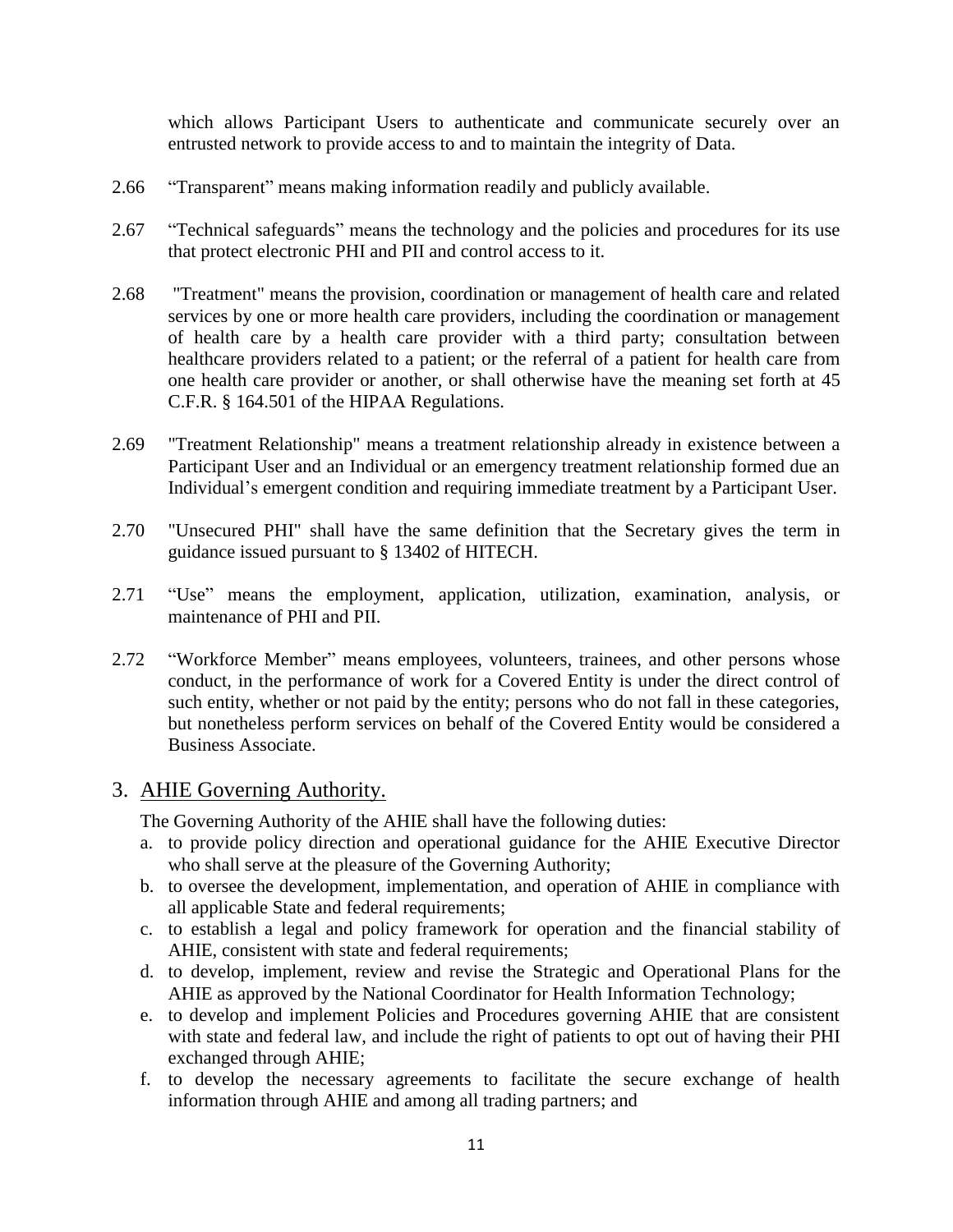which allows Participant Users to authenticate and communicate securely over an entrusted network to provide access to and to maintain the integrity of Data.

2.66 "Transparent" means making information readily and publicly available.

2.67 "Technical safeguards" means the technology and the policies and procedures for its use that protect electronic PHI and PII and control access to it.

2.68 "Treatment" means the provision, coordination or management of health care and related services by one or more health care providers, including the coordination or management of health care by a health care provider with a third party; consultation between healthcare providers related to a patient; or the referral of a patient for health care from one health care provider or another, or shall otherwise have the meaning set forth at 45 C.F.R. § 164.501 of the HIPAA Regulations.

2.69 "Treatment Relationship" means a treatment relationship already in existence between a Participant User and an Individual or an emergency treatment relationship formed due an Individual's emergent condition and requiring immediate treatment by a Participant User.

2.70 "Unsecured PHI" shall have the same definition that the Secretary gives the term in guidance issued pursuant to § 13402 of HITECH.

2.71 "Use" means the employment, application, utilization, examination, analysis, or maintenance of PHI and PII.

2.72 "Workforce Member" means employees, volunteers, trainees, and other persons whose conduct, in the performance of work for a Covered Entity is under the direct control of such entity, whether or not paid by the entity; persons who do not fall in these categories, but nonetheless perform services on behalf of the Covered Entity would be considered a Business Associate.

## 3. AHIE Governing Authority.

The Governing Authority of the AHIE shall have the following duties:

a. to provide policy direction and operational guidance for the AHIE Executive Director who shall serve at the pleasure of the Governing Authority;
b. to oversee the development, implementation, and operation of AHIE in compliance with all applicable State and federal requirements;
c. to establish a legal and policy framework for operation and the financial stability of AHIE, consistent with state and federal requirements;
d. to develop, implement, review and revise the Strategic and Operational Plans for the AHIE as approved by the National Coordinator for Health Information Technology;
e. to develop and implement Policies and Procedures governing AHIE that are consistent with state and federal law, and include the right of patients to opt out of having their PHI exchanged through AHIE;
f. to develop the necessary agreements to facilitate the secure exchange of health information through AHIE and among all trading partners; and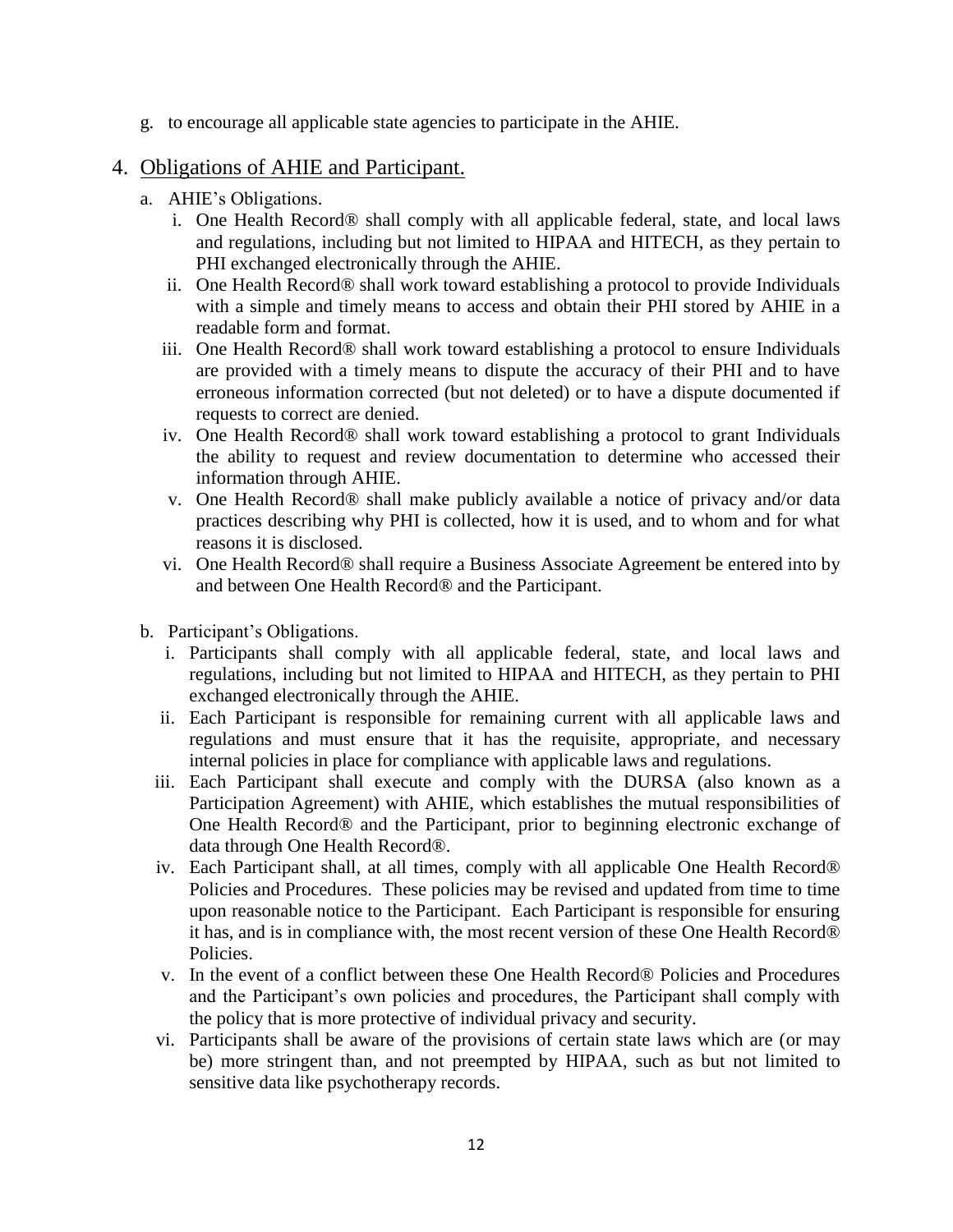g. to encourage all applicable state agencies to participate in the AHIE.

## 4. Obligations of AHIE and Participant.

a. AHIE's Obligations.

   i. One Health Record® shall comply with all applicable federal, state, and local laws and regulations, including but not limited to HIPAA and HITECH, as they pertain to PHI exchanged electronically through the AHIE.

   ii. One Health Record® shall work toward establishing a protocol to provide Individuals with a simple and timely means to access and obtain their PHI stored by AHIE in a readable form and format.

   iii. One Health Record® shall work toward establishing a protocol to ensure Individuals are provided with a timely means to dispute the accuracy of their PHI and to have erroneous information corrected (but not deleted) or to have a dispute documented if requests to correct are denied.

   iv. One Health Record® shall work toward establishing a protocol to grant Individuals the ability to request and review documentation to determine who accessed their information through AHIE.

   v. One Health Record® shall make publicly available a notice of privacy and/or data practices describing why PHI is collected, how it is used, and to whom and for what reasons it is disclosed.

   vi. One Health Record® shall require a Business Associate Agreement be entered into by and between One Health Record® and the Participant.

b. Participant's Obligations.

   i. Participants shall comply with all applicable federal, state, and local laws and regulations, including but not limited to HIPAA and HITECH, as they pertain to PHI exchanged electronically through the AHIE.

   ii. Each Participant is responsible for remaining current with all applicable laws and regulations and must ensure that it has the requisite, appropriate, and necessary internal policies in place for compliance with applicable laws and regulations.

   iii. Each Participant shall execute and comply with the DURSA (also known as a Participation Agreement) with AHIE, which establishes the mutual responsibilities of One Health Record® and the Participant, prior to beginning electronic exchange of data through One Health Record®.

   iv. Each Participant shall, at all times, comply with all applicable One Health Record® Policies and Procedures. These policies may be revised and updated from time to time upon reasonable notice to the Participant. Each Participant is responsible for ensuring it has, and is in compliance with, the most recent version of these One Health Record® Policies.

   v. In the event of a conflict between these One Health Record® Policies and Procedures and the Participant's own policies and procedures, the Participant shall comply with the policy that is more protective of individual privacy and security.

   vi. Participants shall be aware of the provisions of certain state laws which are (or may be) more stringent than, and not preempted by HIPAA, such as but not limited to sensitive data like psychotherapy records.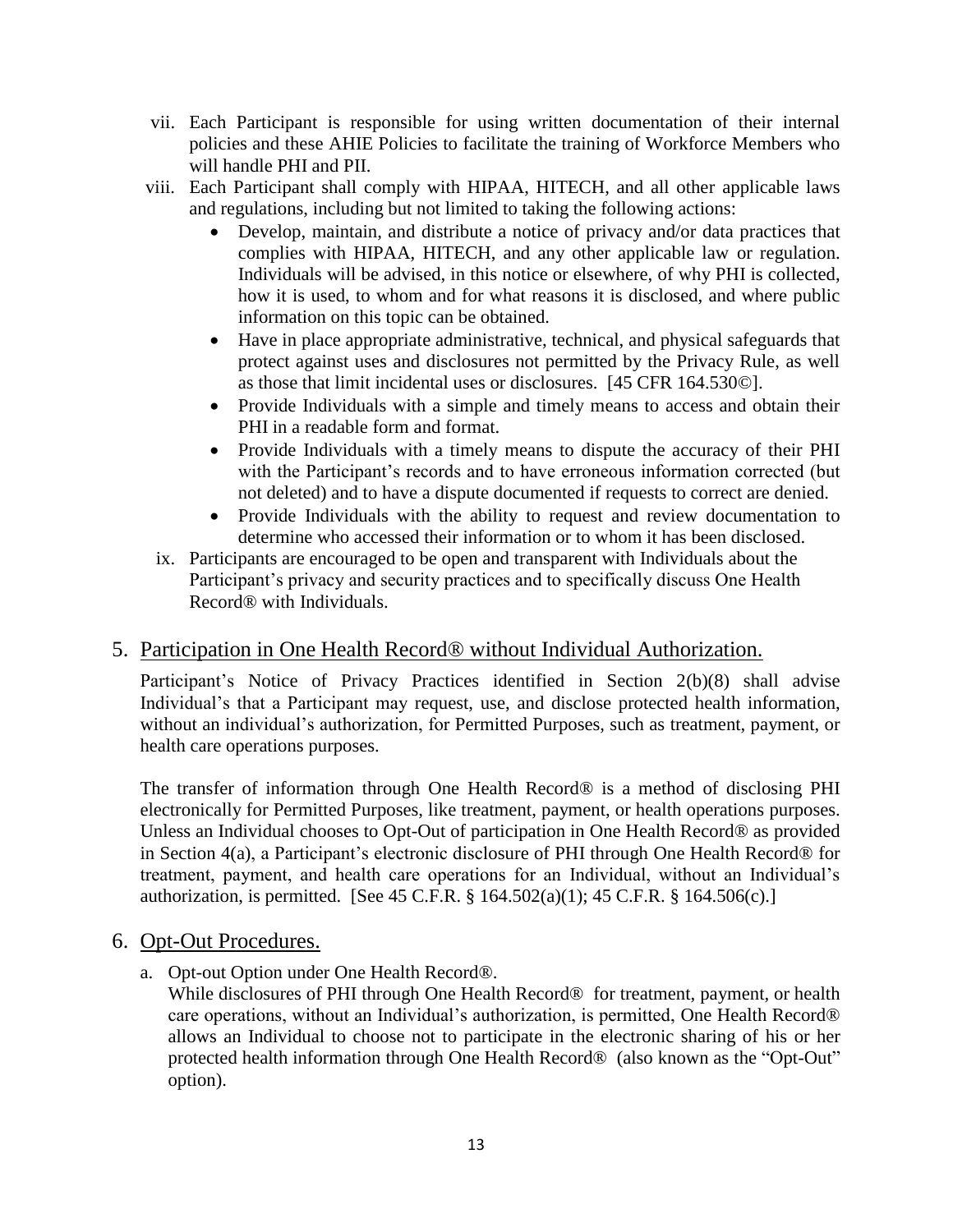vii. Each Participant is responsible for using written documentation of their internal policies and these AHIE Policies to facilitate the training of Workforce Members who will handle PHI and PII.

viii. Each Participant shall comply with HIPAA, HITECH, and all other applicable laws and regulations, including but not limited to taking the following actions:

- Develop, maintain, and distribute a notice of privacy and/or data practices that complies with HIPAA, HITECH, and any other applicable law or regulation. Individuals will be advised, in this notice or elsewhere, of why PHI is collected, how it is used, to whom and for what reasons it is disclosed, and where public information on this topic can be obtained.
- Have in place appropriate administrative, technical, and physical safeguards that protect against uses and disclosures not permitted by the Privacy Rule, as well as those that limit incidental uses or disclosures. [45 CFR 164.530©].
- Provide Individuals with a simple and timely means to access and obtain their PHI in a readable form and format.
- Provide Individuals with a timely means to dispute the accuracy of their PHI with the Participant's records and to have erroneous information corrected (but not deleted) and to have a dispute documented if requests to correct are denied.
- Provide Individuals with the ability to request and review documentation to determine who accessed their information or to whom it has been disclosed.

ix. Participants are encouraged to be open and transparent with Individuals about the Participant's privacy and security practices and to specifically discuss One Health Record® with Individuals.

## 5. Participation in One Health Record® without Individual Authorization.

Participant's Notice of Privacy Practices identified in Section 2(b)(8) shall advise Individual's that a Participant may request, use, and disclose protected health information, without an individual's authorization, for Permitted Purposes, such as treatment, payment, or health care operations purposes.

The transfer of information through One Health Record® is a method of disclosing PHI electronically for Permitted Purposes, like treatment, payment, or health operations purposes. Unless an Individual chooses to Opt-Out of participation in One Health Record® as provided in Section 4(a), a Participant's electronic disclosure of PHI through One Health Record® for treatment, payment, and health care operations for an Individual, without an Individual's authorization, is permitted. [See 45 C.F.R. § 164.502(a)(1); 45 C.F.R. § 164.506(c).]

## 6. Opt-Out Procedures.

a. Opt-out Option under One Health Record®.
While disclosures of PHI through One Health Record® for treatment, payment, or health care operations, without an Individual's authorization, is permitted, One Health Record® allows an Individual to choose not to participate in the electronic sharing of his or her protected health information through One Health Record® (also known as the "Opt-Out" option).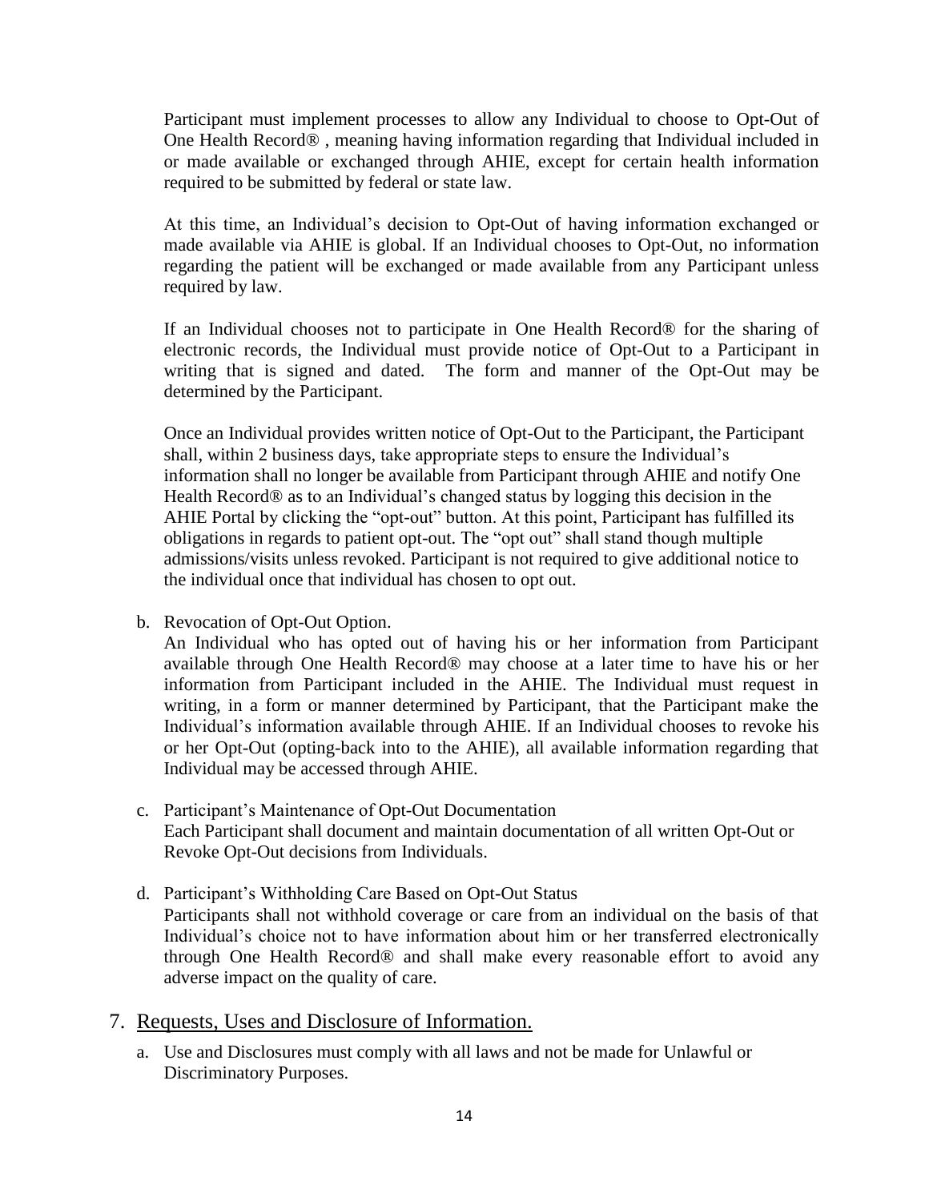Participant must implement processes to allow any Individual to choose to Opt-Out of One Health Record® , meaning having information regarding that Individual included in or made available or exchanged through AHIE, except for certain health information required to be submitted by federal or state law.

At this time, an Individual's decision to Opt-Out of having information exchanged or made available via AHIE is global. If an Individual chooses to Opt-Out, no information regarding the patient will be exchanged or made available from any Participant unless required by law.

If an Individual chooses not to participate in One Health Record® for the sharing of electronic records, the Individual must provide notice of Opt-Out to a Participant in writing that is signed and dated. The form and manner of the Opt-Out may be determined by the Participant.

Once an Individual provides written notice of Opt-Out to the Participant, the Participant shall, within 2 business days, take appropriate steps to ensure the Individual's information shall no longer be available from Participant through AHIE and notify One Health Record® as to an Individual's changed status by logging this decision in the AHIE Portal by clicking the "opt-out" button. At this point, Participant has fulfilled its obligations in regards to patient opt-out. The "opt out" shall stand though multiple admissions/visits unless revoked. Participant is not required to give additional notice to the individual once that individual has chosen to opt out.

b. Revocation of Opt-Out Option.
An Individual who has opted out of having his or her information from Participant available through One Health Record® may choose at a later time to have his or her information from Participant included in the AHIE. The Individual must request in writing, in a form or manner determined by Participant, that the Participant make the Individual's information available through AHIE. If an Individual chooses to revoke his or her Opt-Out (opting-back into to the AHIE), all available information regarding that Individual may be accessed through AHIE.

c. Participant's Maintenance of Opt-Out Documentation
Each Participant shall document and maintain documentation of all written Opt-Out or Revoke Opt-Out decisions from Individuals.

d. Participant's Withholding Care Based on Opt-Out Status
Participants shall not withhold coverage or care from an individual on the basis of that Individual's choice not to have information about him or her transferred electronically through One Health Record® and shall make every reasonable effort to avoid any adverse impact on the quality of care.

## 7. Requests, Uses and Disclosure of Information.

a. Use and Disclosures must comply with all laws and not be made for Unlawful or Discriminatory Purposes.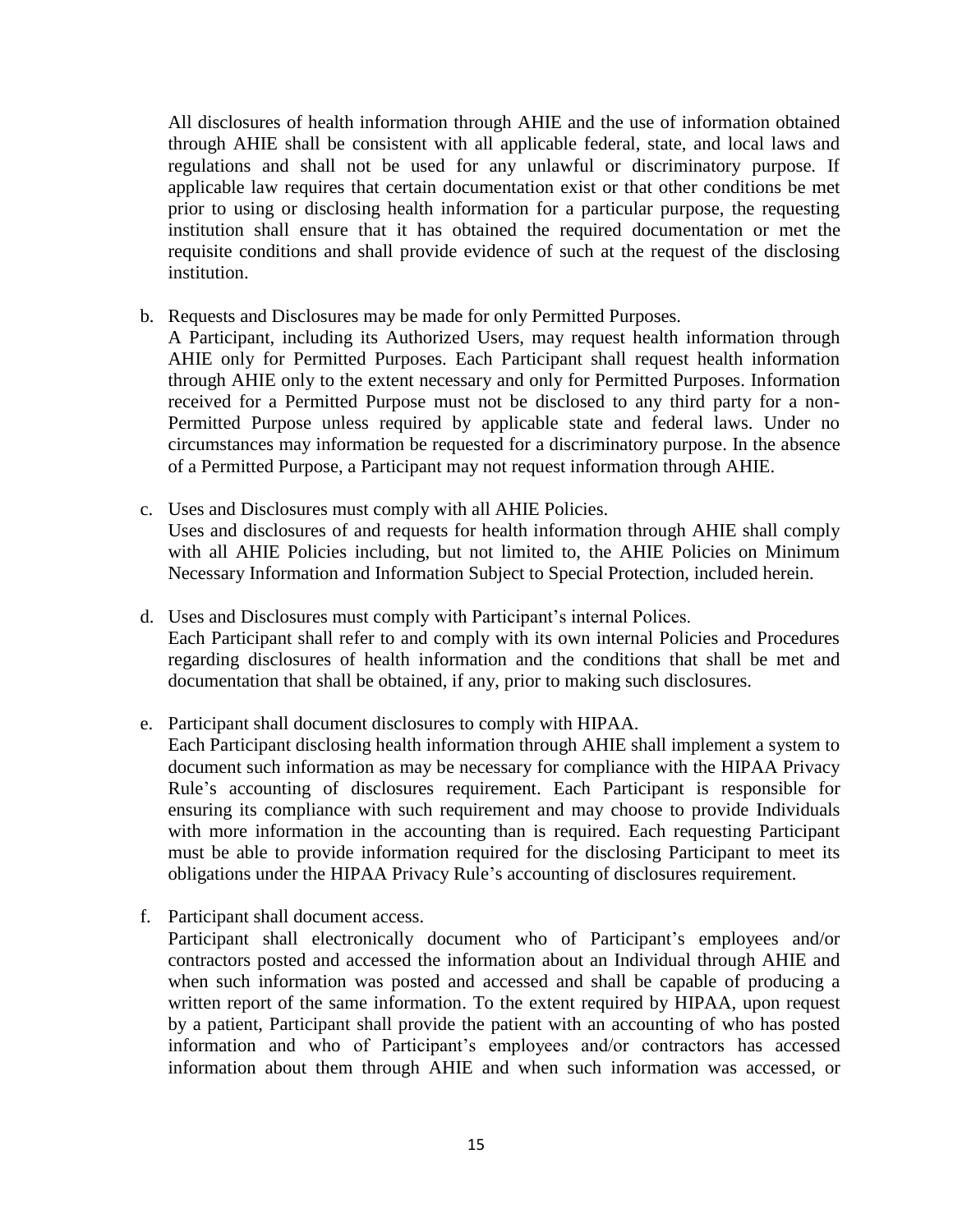All disclosures of health information through AHIE and the use of information obtained through AHIE shall be consistent with all applicable federal, state, and local laws and regulations and shall not be used for any unlawful or discriminatory purpose. If applicable law requires that certain documentation exist or that other conditions be met prior to using or disclosing health information for a particular purpose, the requesting institution shall ensure that it has obtained the required documentation or met the requisite conditions and shall provide evidence of such at the request of the disclosing institution.

b. Requests and Disclosures may be made for only Permitted Purposes.
   A Participant, including its Authorized Users, may request health information through AHIE only for Permitted Purposes. Each Participant shall request health information through AHIE only to the extent necessary and only for Permitted Purposes. Information received for a Permitted Purpose must not be disclosed to any third party for a non-Permitted Purpose unless required by applicable state and federal laws. Under no circumstances may information be requested for a discriminatory purpose. In the absence of a Permitted Purpose, a Participant may not request information through AHIE.

c. Uses and Disclosures must comply with all AHIE Policies.
   Uses and disclosures of and requests for health information through AHIE shall comply with all AHIE Policies including, but not limited to, the AHIE Policies on Minimum Necessary Information and Information Subject to Special Protection, included herein.

d. Uses and Disclosures must comply with Participant's internal Polices.
   Each Participant shall refer to and comply with its own internal Policies and Procedures regarding disclosures of health information and the conditions that shall be met and documentation that shall be obtained, if any, prior to making such disclosures.

e. Participant shall document disclosures to comply with HIPAA.
   Each Participant disclosing health information through AHIE shall implement a system to document such information as may be necessary for compliance with the HIPAA Privacy Rule's accounting of disclosures requirement. Each Participant is responsible for ensuring its compliance with such requirement and may choose to provide Individuals with more information in the accounting than is required. Each requesting Participant must be able to provide information required for the disclosing Participant to meet its obligations under the HIPAA Privacy Rule's accounting of disclosures requirement.

f. Participant shall document access.
   Participant shall electronically document who of Participant's employees and/or contractors posted and accessed the information about an Individual through AHIE and when such information was posted and accessed and shall be capable of producing a written report of the same information. To the extent required by HIPAA, upon request by a patient, Participant shall provide the patient with an accounting of who has posted information and who of Participant's employees and/or contractors has accessed information about them through AHIE and when such information was accessed, or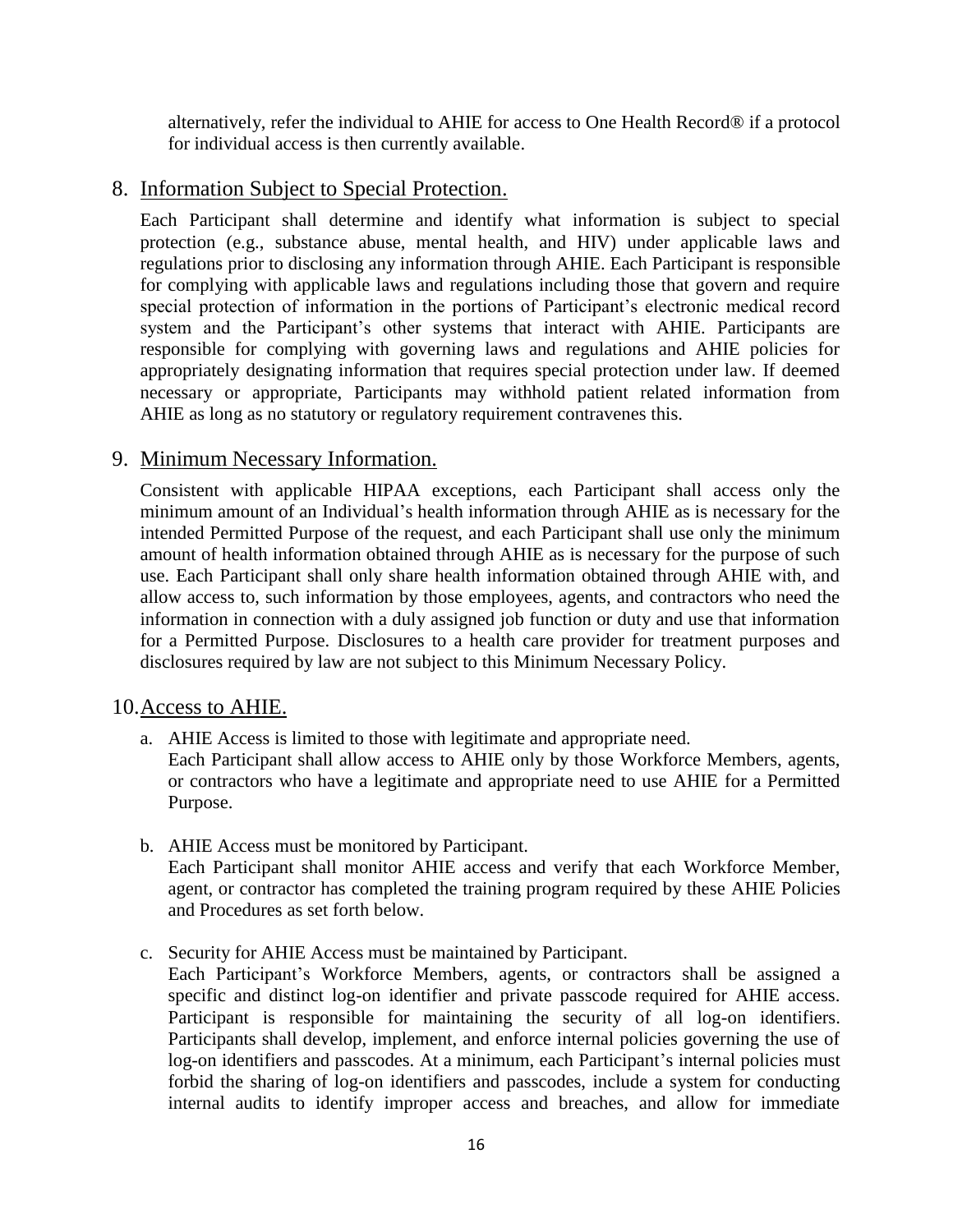alternatively, refer the individual to AHIE for access to One Health Record® if a protocol for individual access is then currently available.

## 8. Information Subject to Special Protection.

Each Participant shall determine and identify what information is subject to special protection (e.g., substance abuse, mental health, and HIV) under applicable laws and regulations prior to disclosing any information through AHIE. Each Participant is responsible for complying with applicable laws and regulations including those that govern and require special protection of information in the portions of Participant's electronic medical record system and the Participant's other systems that interact with AHIE. Participants are responsible for complying with governing laws and regulations and AHIE policies for appropriately designating information that requires special protection under law. If deemed necessary or appropriate, Participants may withhold patient related information from AHIE as long as no statutory or regulatory requirement contravenes this.

## 9. Minimum Necessary Information.

Consistent with applicable HIPAA exceptions, each Participant shall access only the minimum amount of an Individual's health information through AHIE as is necessary for the intended Permitted Purpose of the request, and each Participant shall use only the minimum amount of health information obtained through AHIE as is necessary for the purpose of such use. Each Participant shall only share health information obtained through AHIE with, and allow access to, such information by those employees, agents, and contractors who need the information in connection with a duly assigned job function or duty and use that information for a Permitted Purpose. Disclosures to a health care provider for treatment purposes and disclosures required by law are not subject to this Minimum Necessary Policy.

## 10. Access to AHIE.

a. AHIE Access is limited to those with legitimate and appropriate need.
   Each Participant shall allow access to AHIE only by those Workforce Members, agents, or contractors who have a legitimate and appropriate need to use AHIE for a Permitted Purpose.

b. AHIE Access must be monitored by Participant.
   Each Participant shall monitor AHIE access and verify that each Workforce Member, agent, or contractor has completed the training program required by these AHIE Policies and Procedures as set forth below.

c. Security for AHIE Access must be maintained by Participant.
   Each Participant's Workforce Members, agents, or contractors shall be assigned a specific and distinct log-on identifier and private passcode required for AHIE access. Participant is responsible for maintaining the security of all log-on identifiers. Participants shall develop, implement, and enforce internal policies governing the use of log-on identifiers and passcodes. At a minimum, each Participant's internal policies must forbid the sharing of log-on identifiers and passcodes, include a system for conducting internal audits to identify improper access and breaches, and allow for immediate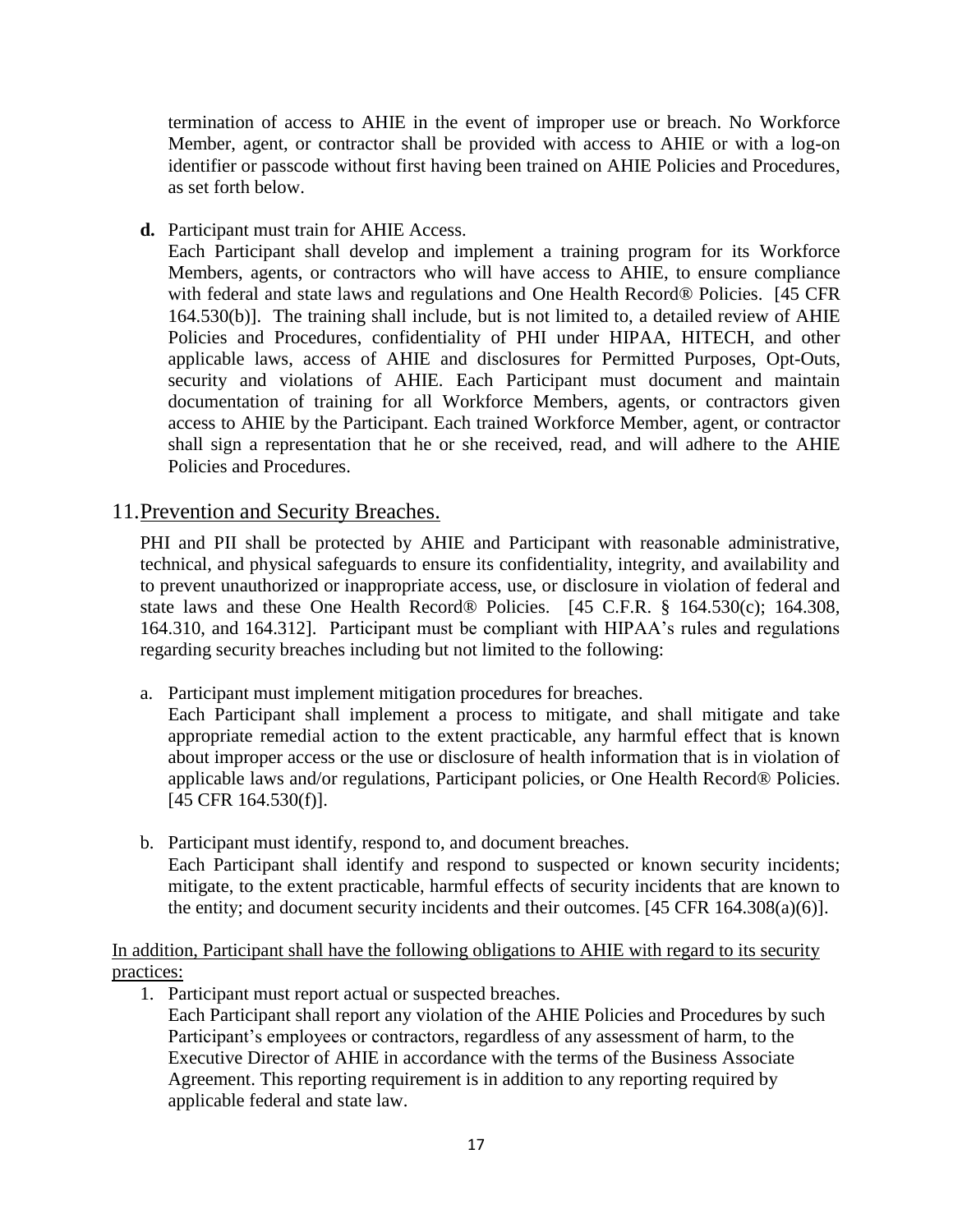termination of access to AHIE in the event of improper use or breach. No Workforce Member, agent, or contractor shall be provided with access to AHIE or with a log-on identifier or passcode without first having been trained on AHIE Policies and Procedures, as set forth below.

**d.** Participant must train for AHIE Access.
Each Participant shall develop and implement a training program for its Workforce Members, agents, or contractors who will have access to AHIE, to ensure compliance with federal and state laws and regulations and One Health Record® Policies. [45 CFR 164.530(b)]. The training shall include, but is not limited to, a detailed review of AHIE Policies and Procedures, confidentiality of PHI under HIPAA, HITECH, and other applicable laws, access of AHIE and disclosures for Permitted Purposes, Opt-Outs, security and violations of AHIE. Each Participant must document and maintain documentation of training for all Workforce Members, agents, or contractors given access to AHIE by the Participant. Each trained Workforce Member, agent, or contractor shall sign a representation that he or she received, read, and will adhere to the AHIE Policies and Procedures.

## 11. Prevention and Security Breaches.

PHI and PII shall be protected by AHIE and Participant with reasonable administrative, technical, and physical safeguards to ensure its confidentiality, integrity, and availability and to prevent unauthorized or inappropriate access, use, or disclosure in violation of federal and state laws and these One Health Record® Policies. [45 C.F.R. § 164.530(c); 164.308, 164.310, and 164.312]. Participant must be compliant with HIPAA's rules and regulations regarding security breaches including but not limited to the following:

a. Participant must implement mitigation procedures for breaches.
Each Participant shall implement a process to mitigate, and shall mitigate and take appropriate remedial action to the extent practicable, any harmful effect that is known about improper access or the use or disclosure of health information that is in violation of applicable laws and/or regulations, Participant policies, or One Health Record® Policies. [45 CFR 164.530(f)].

b. Participant must identify, respond to, and document breaches.
Each Participant shall identify and respond to suspected or known security incidents; mitigate, to the extent practicable, harmful effects of security incidents that are known to the entity; and document security incidents and their outcomes. [45 CFR 164.308(a)(6)].

In addition, Participant shall have the following obligations to AHIE with regard to its security practices:

1. Participant must report actual or suspected breaches.
Each Participant shall report any violation of the AHIE Policies and Procedures by such Participant's employees or contractors, regardless of any assessment of harm, to the Executive Director of AHIE in accordance with the terms of the Business Associate Agreement. This reporting requirement is in addition to any reporting required by applicable federal and state law.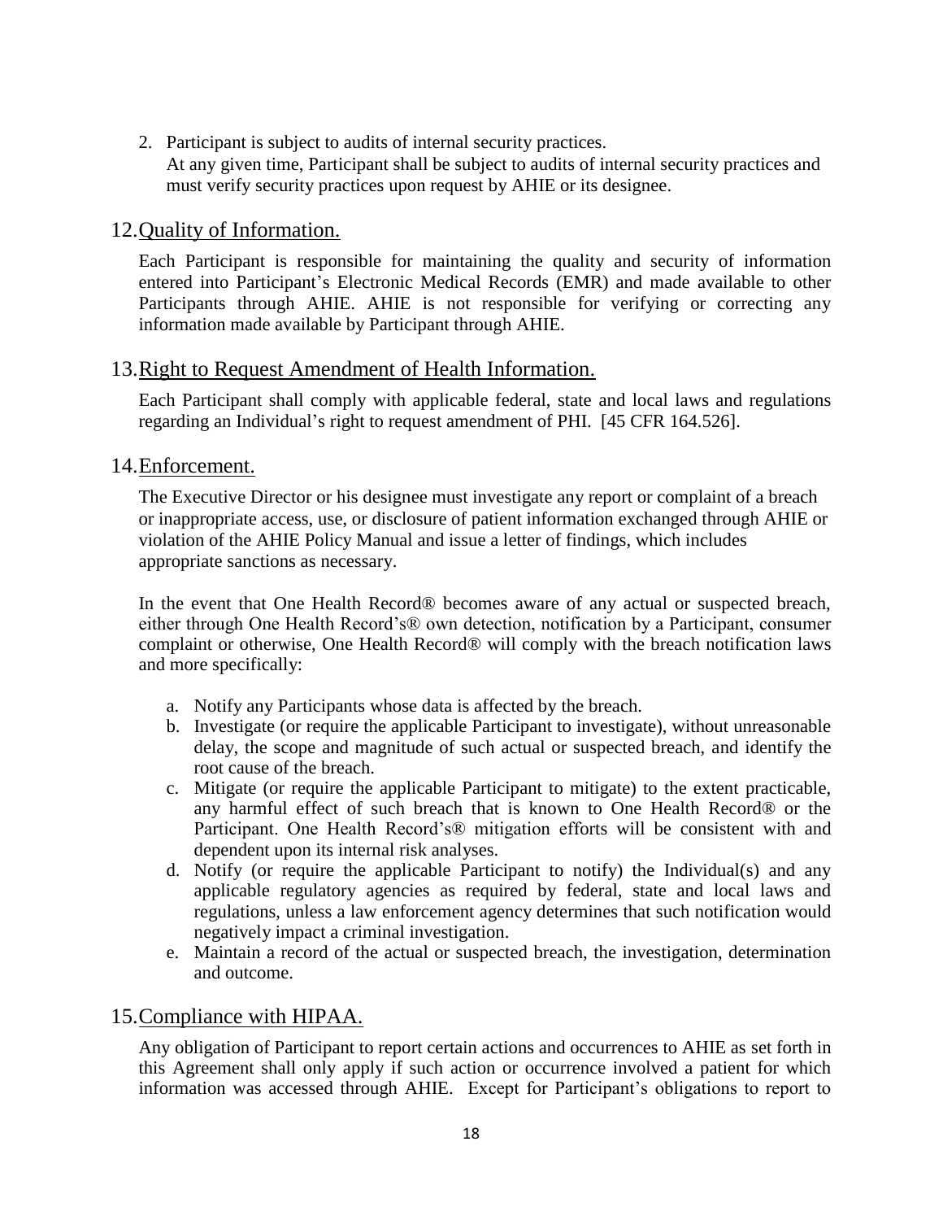2. Participant is subject to audits of internal security practices.
   At any given time, Participant shall be subject to audits of internal security practices and must verify security practices upon request by AHIE or its designee.

## 12. Quality of Information.

Each Participant is responsible for maintaining the quality and security of information entered into Participant's Electronic Medical Records (EMR) and made available to other Participants through AHIE. AHIE is not responsible for verifying or correcting any information made available by Participant through AHIE.

## 13. Right to Request Amendment of Health Information.

Each Participant shall comply with applicable federal, state and local laws and regulations regarding an Individual's right to request amendment of PHI. [45 CFR 164.526].

## 14. Enforcement.

The Executive Director or his designee must investigate any report or complaint of a breach or inappropriate access, use, or disclosure of patient information exchanged through AHIE or violation of the AHIE Policy Manual and issue a letter of findings, which includes appropriate sanctions as necessary.

In the event that One Health Record® becomes aware of any actual or suspected breach, either through One Health Record's® own detection, notification by a Participant, consumer complaint or otherwise, One Health Record® will comply with the breach notification laws and more specifically:

a. Notify any Participants whose data is affected by the breach.
b. Investigate (or require the applicable Participant to investigate), without unreasonable delay, the scope and magnitude of such actual or suspected breach, and identify the root cause of the breach.
c. Mitigate (or require the applicable Participant to mitigate) to the extent practicable, any harmful effect of such breach that is known to One Health Record® or the Participant. One Health Record's® mitigation efforts will be consistent with and dependent upon its internal risk analyses.
d. Notify (or require the applicable Participant to notify) the Individual(s) and any applicable regulatory agencies as required by federal, state and local laws and regulations, unless a law enforcement agency determines that such notification would negatively impact a criminal investigation.
e. Maintain a record of the actual or suspected breach, the investigation, determination and outcome.

## 15. Compliance with HIPAA.

Any obligation of Participant to report certain actions and occurrences to AHIE as set forth in this Agreement shall only apply if such action or occurrence involved a patient for which information was accessed through AHIE. Except for Participant's obligations to report to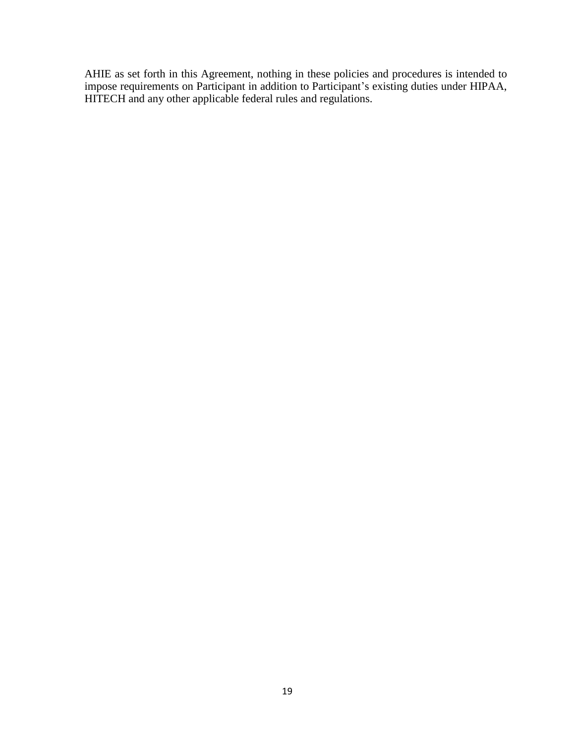AHIE as set forth in this Agreement, nothing in these policies and procedures is intended to impose requirements on Participant in addition to Participant's existing duties under HIPAA, HITECH and any other applicable federal rules and regulations.